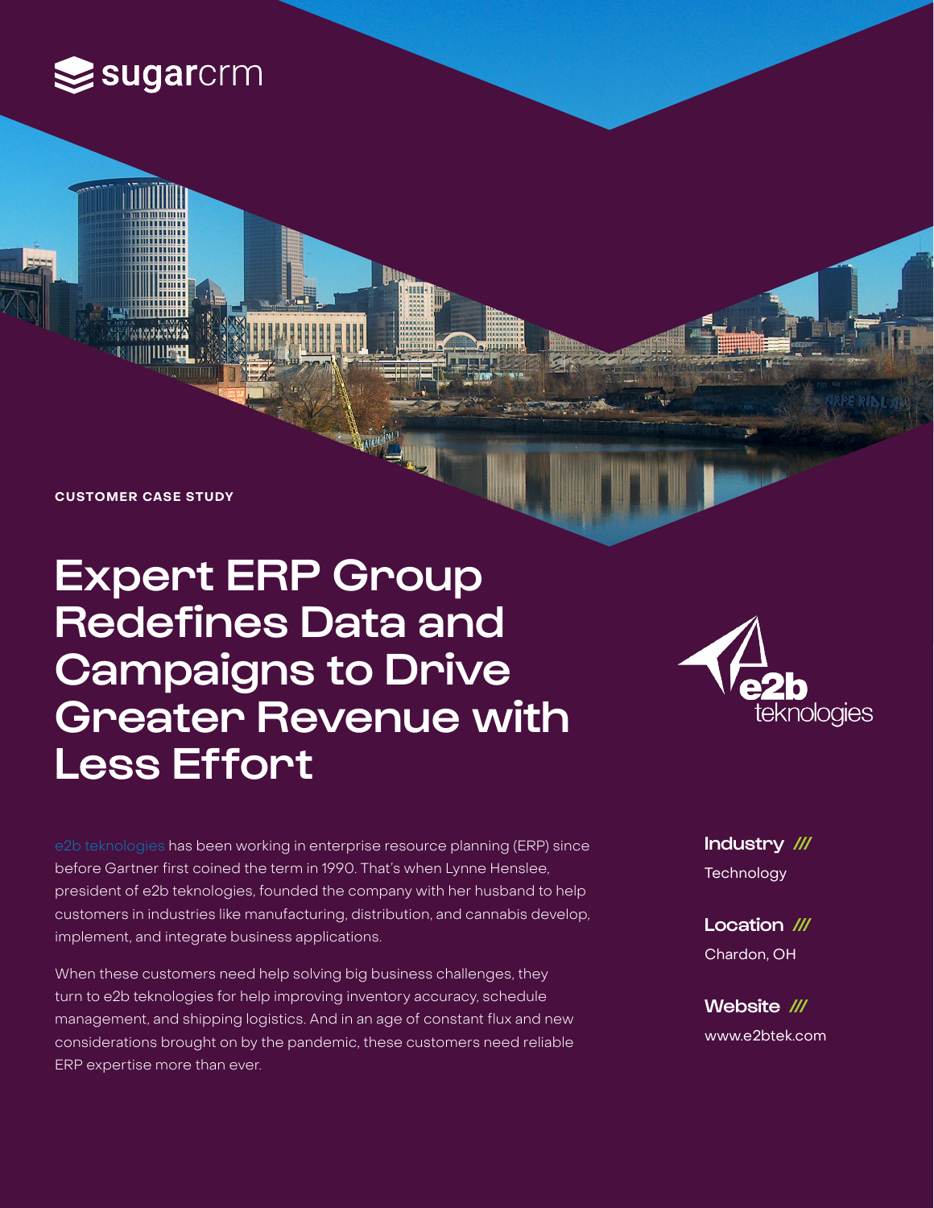sugarcrm

**CUSTOMER CASE STUDY**

# Expert ERP Group Redefines Data and Campaigns to Drive Greater Revenue with Less Effort

e2b teknologies

e2b teknologies has been working in enterprise resource planning (ERP) since before Gartner first coined the term in 1990. That's when Lynne Henslee, president of e2b teknologies, founded the company with her husband to help customers in industries like manufacturing, distribution, and cannabis develop, implement, and integrate business applications.

When these customers need help solving big business challenges, they turn to e2b teknologies for help improving inventory accuracy, schedule management, and shipping logistics. And in an age of constant flux and new considerations brought on by the pandemic, these customers need reliable ERP expertise more than ever.

**Industry ///**
Technology

**Location ///**
Chardon, OH

**Website ///**
www.e2btek.com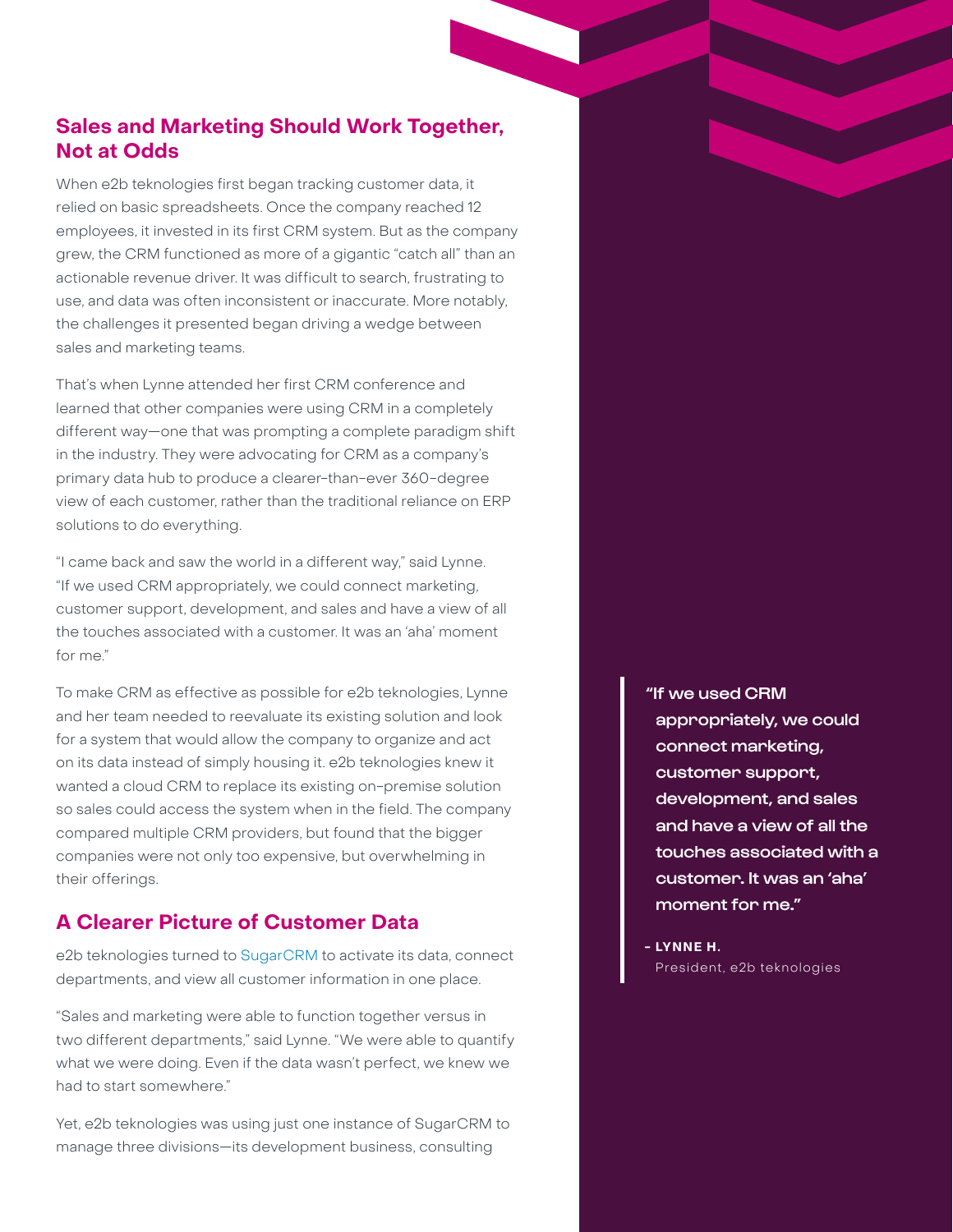## Sales and Marketing Should Work Together, Not at Odds

When e2b teknologies first began tracking customer data, it relied on basic spreadsheets. Once the company reached 12 employees, it invested in its first CRM system. But as the company grew, the CRM functioned as more of a gigantic "catch all" than an actionable revenue driver. It was difficult to search, frustrating to use, and data was often inconsistent or inaccurate. More notably, the challenges it presented began driving a wedge between sales and marketing teams.

That's when Lynne attended her first CRM conference and learned that other companies were using CRM in a completely different way—one that was prompting a complete paradigm shift in the industry. They were advocating for CRM as a company's primary data hub to produce a clearer-than-ever 360-degree view of each customer, rather than the traditional reliance on ERP solutions to do everything.

"I came back and saw the world in a different way," said Lynne. "If we used CRM appropriately, we could connect marketing, customer support, development, and sales and have a view of all the touches associated with a customer. It was an 'aha' moment for me."

To make CRM as effective as possible for e2b teknologies, Lynne and her team needed to reevaluate its existing solution and look for a system that would allow the company to organize and act on its data instead of simply housing it. e2b teknologies knew it wanted a cloud CRM to replace its existing on-premise solution so sales could access the system when in the field. The company compared multiple CRM providers, but found that the bigger companies were not only too expensive, but overwhelming in their offerings.

> **"If we used CRM appropriately, we could connect marketing, customer support, development, and sales and have a view of all the touches associated with a customer. It was an 'aha' moment for me."**
>
> **- LYNNE H.**
> President, e2b teknologies

## A Clearer Picture of Customer Data

e2b teknologies turned to SugarCRM to activate its data, connect departments, and view all customer information in one place.

"Sales and marketing were able to function together versus in two different departments," said Lynne. "We were able to quantify what we were doing. Even if the data wasn't perfect, we knew we had to start somewhere."

Yet, e2b teknologies was using just one instance of SugarCRM to manage three divisions—its development business, consulting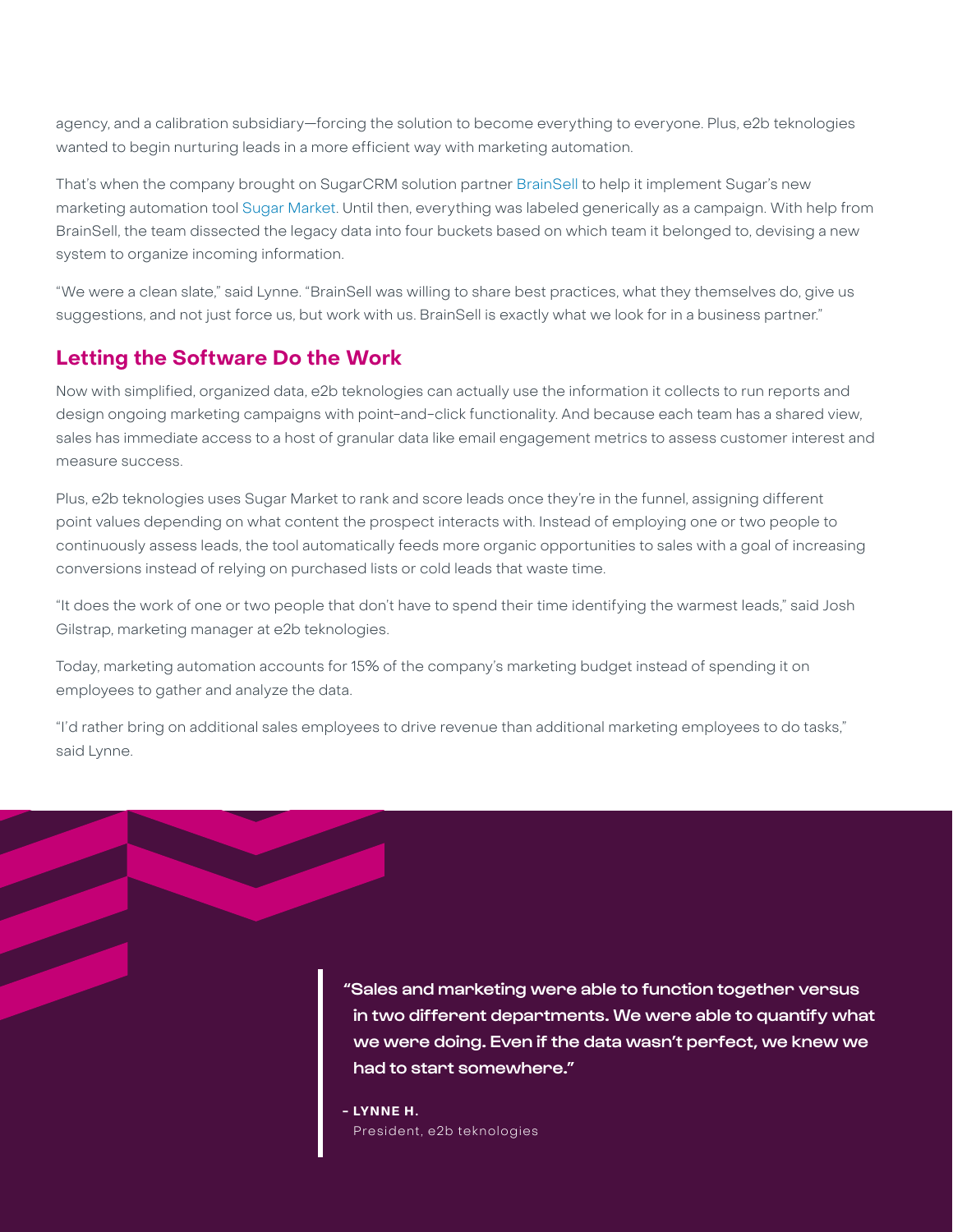agency, and a calibration subsidiary—forcing the solution to become everything to everyone. Plus, e2b teknologies wanted to begin nurturing leads in a more efficient way with marketing automation.

That's when the company brought on SugarCRM solution partner BrainSell to help it implement Sugar's new marketing automation tool Sugar Market. Until then, everything was labeled generically as a campaign. With help from BrainSell, the team dissected the legacy data into four buckets based on which team it belonged to, devising a new system to organize incoming information.

"We were a clean slate," said Lynne. "BrainSell was willing to share best practices, what they themselves do, give us suggestions, and not just force us, but work with us. BrainSell is exactly what we look for in a business partner."

## Letting the Software Do the Work

Now with simplified, organized data, e2b teknologies can actually use the information it collects to run reports and design ongoing marketing campaigns with point-and-click functionality. And because each team has a shared view, sales has immediate access to a host of granular data like email engagement metrics to assess customer interest and measure success.

Plus, e2b teknologies uses Sugar Market to rank and score leads once they're in the funnel, assigning different point values depending on what content the prospect interacts with. Instead of employing one or two people to continuously assess leads, the tool automatically feeds more organic opportunities to sales with a goal of increasing conversions instead of relying on purchased lists or cold leads that waste time.

"It does the work of one or two people that don't have to spend their time identifying the warmest leads," said Josh Gilstrap, marketing manager at e2b teknologies.

Today, marketing automation accounts for 15% of the company's marketing budget instead of spending it on employees to gather and analyze the data.

"I'd rather bring on additional sales employees to drive revenue than additional marketing employees to do tasks," said Lynne.

> **"Sales and marketing were able to function together versus in two different departments. We were able to quantify what we were doing. Even if the data wasn't perfect, we knew we had to start somewhere."**
>
> **- LYNNE H.**
> President, e2b teknologies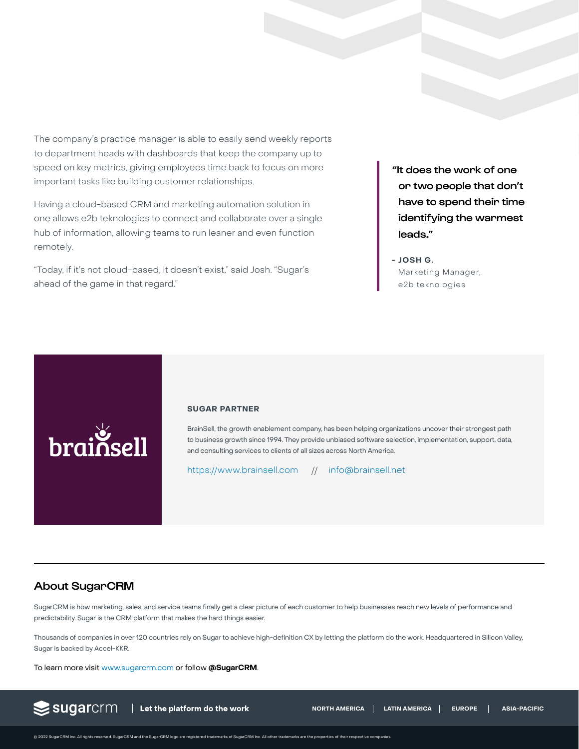The company's practice manager is able to easily send weekly reports to department heads with dashboards that keep the company up to speed on key metrics, giving employees time back to focus on more important tasks like building customer relationships.

Having a cloud-based CRM and marketing automation solution in one allows e2b teknologies to connect and collaborate over a single hub of information, allowing teams to run leaner and even function remotely.

"Today, if it's not cloud-based, it doesn't exist," said Josh. "Sugar's ahead of the game in that regard."

> **"It does the work of one or two people that don't have to spend their time identifying the warmest leads."**
>
> **- JOSH G.**
> Marketing Manager,
> e2b teknologies

brainsell

**SUGAR PARTNER**

BrainSell, the growth enablement company, has been helping organizations uncover their strongest path to business growth since 1994. They provide unbiased software selection, implementation, support, data, and consulting services to clients of all sizes across North America.

https://www.brainsell.com // info@brainsell.net

---

## About SugarCRM

SugarCRM is how marketing, sales, and service teams finally get a clear picture of each customer to help businesses reach new levels of performance and predictability. Sugar is the CRM platform that makes the hard things easier.

Thousands of companies in over 120 countries rely on Sugar to achieve high-definition CX by letting the platform do the work. Headquartered in Silicon Valley, Sugar is backed by Accel-KKR.

To learn more visit www.sugarcrm.com or follow **@SugarCRM**.

sugarcrm | **Let the platform do the work**

**NORTH AMERICA** | **LATIN AMERICA** | **EUROPE** | **ASIA-PACIFIC**

© 2022 SugarCRM Inc. All rights reserved. SugarCRM and the SugarCRM logo are registered trademarks of SugarCRM Inc. All other trademarks are the properties of their respective companies.